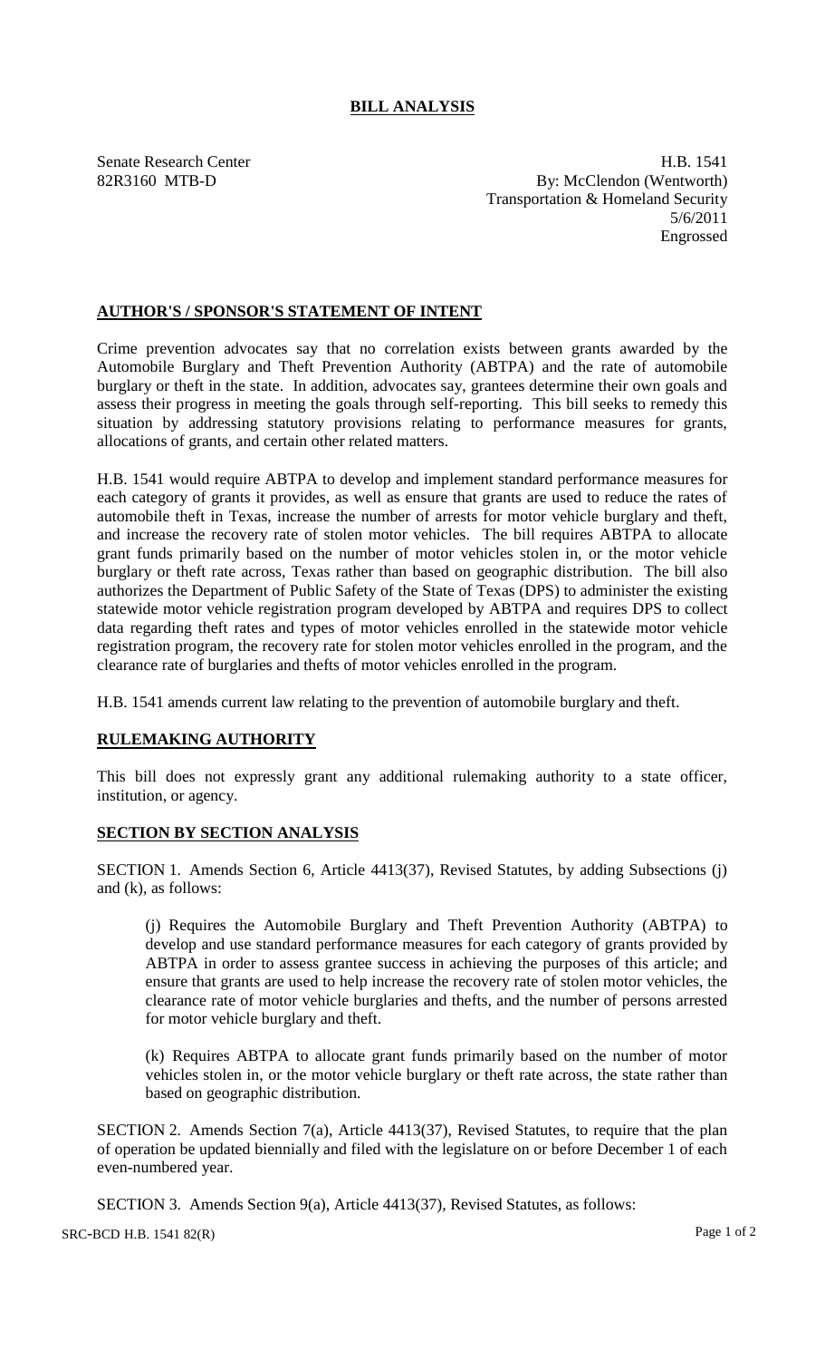# BILL ANALYSIS

Senate Research Center
82R3160 MTB-D

H.B. 1541
By: McClendon (Wentworth)
Transportation & Homeland Security
5/6/2011
Engrossed

## AUTHOR'S / SPONSOR'S STATEMENT OF INTENT

Crime prevention advocates say that no correlation exists between grants awarded by the Automobile Burglary and Theft Prevention Authority (ABTPA) and the rate of automobile burglary or theft in the state. In addition, advocates say, grantees determine their own goals and assess their progress in meeting the goals through self-reporting. This bill seeks to remedy this situation by addressing statutory provisions relating to performance measures for grants, allocations of grants, and certain other related matters.

H.B. 1541 would require ABTPA to develop and implement standard performance measures for each category of grants it provides, as well as ensure that grants are used to reduce the rates of automobile theft in Texas, increase the number of arrests for motor vehicle burglary and theft, and increase the recovery rate of stolen motor vehicles. The bill requires ABTPA to allocate grant funds primarily based on the number of motor vehicles stolen in, or the motor vehicle burglary or theft rate across, Texas rather than based on geographic distribution. The bill also authorizes the Department of Public Safety of the State of Texas (DPS) to administer the existing statewide motor vehicle registration program developed by ABTPA and requires DPS to collect data regarding theft rates and types of motor vehicles enrolled in the statewide motor vehicle registration program, the recovery rate for stolen motor vehicles enrolled in the program, and the clearance rate of burglaries and thefts of motor vehicles enrolled in the program.

H.B. 1541 amends current law relating to the prevention of automobile burglary and theft.

## RULEMAKING AUTHORITY

This bill does not expressly grant any additional rulemaking authority to a state officer, institution, or agency.

## SECTION BY SECTION ANALYSIS

SECTION 1. Amends Section 6, Article 4413(37), Revised Statutes, by adding Subsections (j) and (k), as follows:

(j) Requires the Automobile Burglary and Theft Prevention Authority (ABTPA) to develop and use standard performance measures for each category of grants provided by ABTPA in order to assess grantee success in achieving the purposes of this article; and ensure that grants are used to help increase the recovery rate of stolen motor vehicles, the clearance rate of motor vehicle burglaries and thefts, and the number of persons arrested for motor vehicle burglary and theft.

(k) Requires ABTPA to allocate grant funds primarily based on the number of motor vehicles stolen in, or the motor vehicle burglary or theft rate across, the state rather than based on geographic distribution.

SECTION 2. Amends Section 7(a), Article 4413(37), Revised Statutes, to require that the plan of operation be updated biennially and filed with the legislature on or before December 1 of each even-numbered year.

SECTION 3. Amends Section 9(a), Article 4413(37), Revised Statutes, as follows: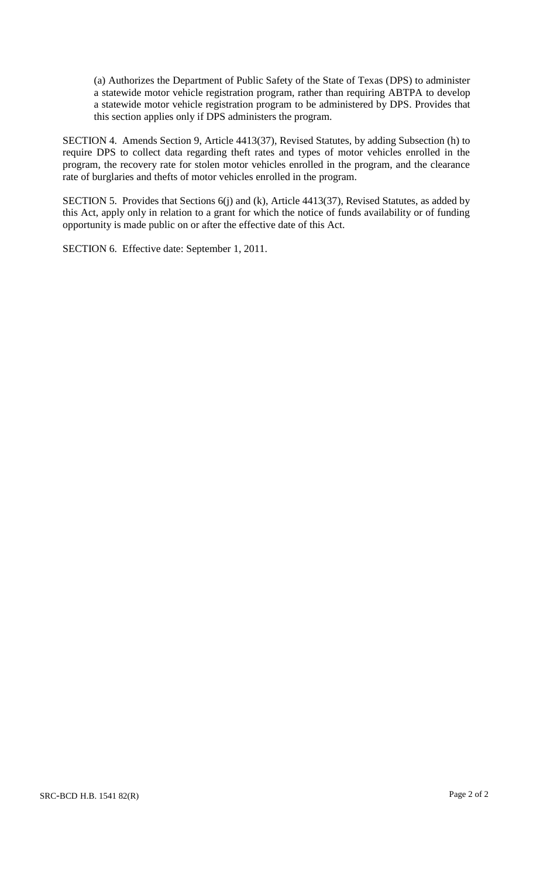(a) Authorizes the Department of Public Safety of the State of Texas (DPS) to administer a statewide motor vehicle registration program, rather than requiring ABTPA to develop a statewide motor vehicle registration program to be administered by DPS. Provides that this section applies only if DPS administers the program.

SECTION 4. Amends Section 9, Article 4413(37), Revised Statutes, by adding Subsection (h) to require DPS to collect data regarding theft rates and types of motor vehicles enrolled in the program, the recovery rate for stolen motor vehicles enrolled in the program, and the clearance rate of burglaries and thefts of motor vehicles enrolled in the program.

SECTION 5. Provides that Sections 6(j) and (k), Article 4413(37), Revised Statutes, as added by this Act, apply only in relation to a grant for which the notice of funds availability or of funding opportunity is made public on or after the effective date of this Act.

SECTION 6. Effective date: September 1, 2011.

SRC-BCD H.B. 1541 82(R)